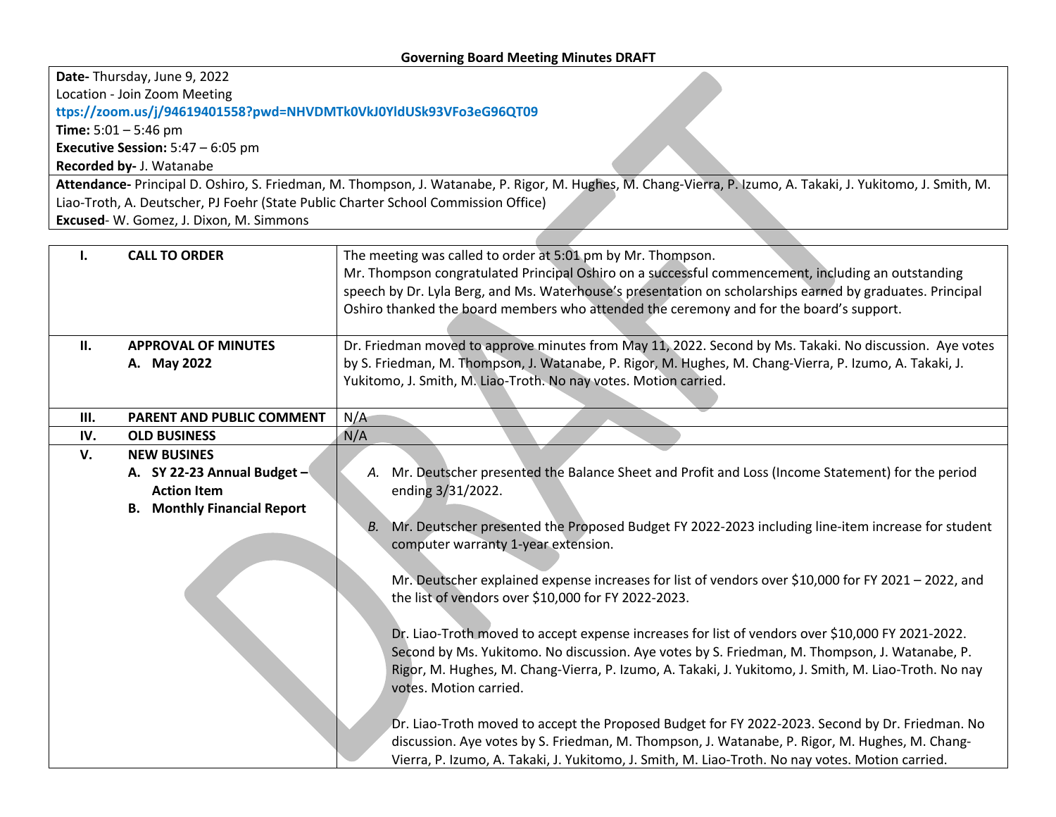# Governing Board Meeting Minutes DRAFT

**Date-** Thursday, June 9, 2022
Location - Join Zoom Meeting
**ttps://zoom.us/j/94619401558?pwd=NHVDMTk0VkJ0YldUSk93VFo3eG96QT09**
**Time:** 5:01 – 5:46 pm
**Executive Session:** 5:47 – 6:05 pm
**Recorded by-** J. Watanabe
**Attendance-** Principal D. Oshiro, S. Friedman, M. Thompson, J. Watanabe, P. Rigor, M. Hughes, M. Chang-Vierra, P. Izumo, A. Takaki, J. Yukitomo, J. Smith, M. Liao-Troth, A. Deutscher, PJ Foehr (State Public Charter School Commission Office)
**Excused**- W. Gomez, J. Dixon, M. Simmons

| | | |
|---|---|---|
| **I.** | **CALL TO ORDER** | The meeting was called to order at 5:01 pm by Mr. Thompson.<br>Mr. Thompson congratulated Principal Oshiro on a successful commencement, including an outstanding speech by Dr. Lyla Berg, and Ms. Waterhouse's presentation on scholarships earned by graduates. Principal Oshiro thanked the board members who attended the ceremony and for the board's support. |
| **II.** | **APPROVAL OF MINUTES**<br>**A. May 2022** | Dr. Friedman moved to approve minutes from May 11, 2022. Second by Ms. Takaki. No discussion. Aye votes by S. Friedman, M. Thompson, J. Watanabe, P. Rigor, M. Hughes, M. Chang-Vierra, P. Izumo, A. Takaki, J. Yukitomo, J. Smith, M. Liao-Troth. No nay votes. Motion carried. |
| **III.** | **PARENT AND PUBLIC COMMENT** | N/A |
| **IV.** | **OLD BUSINESS** | N/A |
| **V.** | **NEW BUSINES**<br>**A. SY 22-23 Annual Budget – Action Item**<br>**B. Monthly Financial Report** | *A.* Mr. Deutscher presented the Balance Sheet and Profit and Loss (Income Statement) for the period ending 3/31/2022.<br><br>*B.* Mr. Deutscher presented the Proposed Budget FY 2022-2023 including line-item increase for student computer warranty 1-year extension.<br><br>Mr. Deutscher explained expense increases for list of vendors over $10,000 for FY 2021 – 2022, and the list of vendors over $10,000 for FY 2022-2023.<br><br>Dr. Liao-Troth moved to accept expense increases for list of vendors over $10,000 FY 2021-2022. Second by Ms. Yukitomo. No discussion. Aye votes by S. Friedman, M. Thompson, J. Watanabe, P. Rigor, M. Hughes, M. Chang-Vierra, P. Izumo, A. Takaki, J. Yukitomo, J. Smith, M. Liao-Troth. No nay votes. Motion carried.<br><br>Dr. Liao-Troth moved to accept the Proposed Budget for FY 2022-2023. Second by Dr. Friedman. No discussion. Aye votes by S. Friedman, M. Thompson, J. Watanabe, P. Rigor, M. Hughes, M. Chang-Vierra, P. Izumo, A. Takaki, J. Yukitomo, J. Smith, M. Liao-Troth. No nay votes. Motion carried. |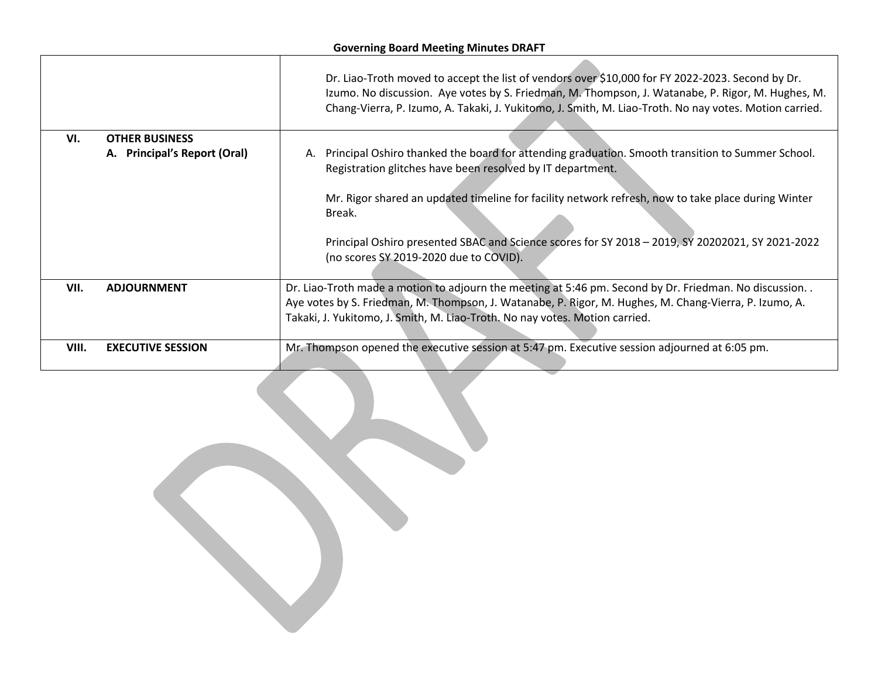**Governing Board Meeting Minutes DRAFT**

| | |
|---|---|
| | Dr. Liao-Troth moved to accept the list of vendors over $10,000 for FY 2022-2023. Second by Dr. Izumo. No discussion. Aye votes by S. Friedman, M. Thompson, J. Watanabe, P. Rigor, M. Hughes, M. Chang-Vierra, P. Izumo, A. Takaki, J. Yukitomo, J. Smith, M. Liao-Troth. No nay votes. Motion carried. |
| **VI. OTHER BUSINESS**<br>**A. Principal's Report (Oral)** | A. Principal Oshiro thanked the board for attending graduation. Smooth transition to Summer School. Registration glitches have been resolved by IT department.<br><br>Mr. Rigor shared an updated timeline for facility network refresh, now to take place during Winter Break.<br><br>Principal Oshiro presented SBAC and Science scores for SY 2018 – 2019, SY 20202021, SY 2021-2022 (no scores SY 2019-2020 due to COVID). |
| **VII. ADJOURNMENT** | Dr. Liao-Troth made a motion to adjourn the meeting at 5:46 pm. Second by Dr. Friedman. No discussion. . Aye votes by S. Friedman, M. Thompson, J. Watanabe, P. Rigor, M. Hughes, M. Chang-Vierra, P. Izumo, A. Takaki, J. Yukitomo, J. Smith, M. Liao-Troth. No nay votes. Motion carried. |
| **VIII. EXECUTIVE SESSION** | Mr. Thompson opened the executive session at 5:47 pm. Executive session adjourned at 6:05 pm. |